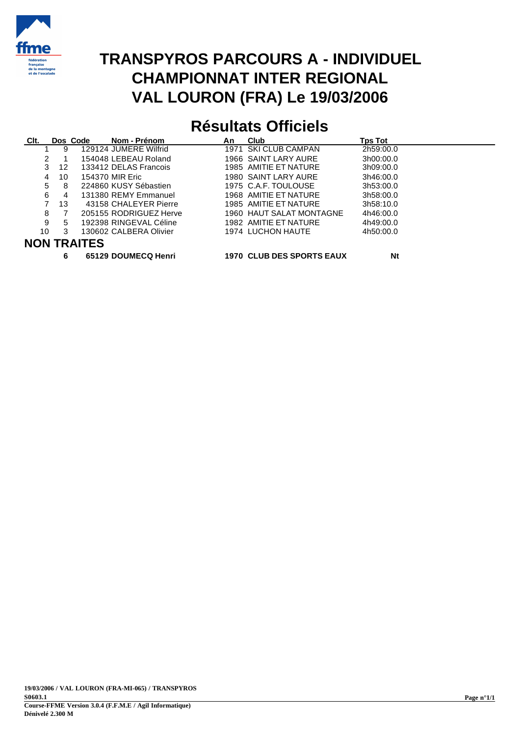# TRANSPYROS PARCOURS A - INDIVIDUEL
# CHAMPIONNAT INTER REGIONAL
# VAL LOURON (FRA) Le 19/03/2006

## Résultats Officiels

| Clt. | Dos | Code | Nom - Prénom | An | Club | Tps Tot |
|---|---|---|---|---|---|---|
| 1 | 9 | 129124 | JUMERE Wilfrid | 1971 | SKI CLUB CAMPAN | 2h59:00.0 |
| 2 | 1 | 154048 | LEBEAU Roland | 1966 | SAINT LARY AURE | 3h00:00.0 |
| 3 | 12 | 133412 | DELAS Francois | 1985 | AMITIE ET NATURE | 3h09:00.0 |
| 4 | 10 | 154370 | MIR Eric | 1980 | SAINT LARY AURE | 3h46:00.0 |
| 5 | 8 | 224860 | KUSY Sébastien | 1975 | C.A.F. TOULOUSE | 3h53:00.0 |
| 6 | 4 | 131380 | REMY Emmanuel | 1968 | AMITIE ET NATURE | 3h58:00.0 |
| 7 | 13 | 43158 | CHALEYER Pierre | 1985 | AMITIE ET NATURE | 3h58:10.0 |
| 8 | 7 | 205155 | RODRIGUEZ Herve | 1960 | HAUT SALAT MONTAGNE | 4h46:00.0 |
| 9 | 5 | 192398 | RINGEVAL Céline | 1982 | AMITIE ET NATURE | 4h49:00.0 |
| 10 | 3 | 130602 | CALBERA Olivier | 1974 | LUCHON HAUTE | 4h50:00.0 |

### NON TRAITES

| Clt. | Dos | Code | Nom - Prénom | An | Club | Tps Tot |
|---|---|---|---|---|---|---|
| | **6** | **65129** | **DOUMECQ Henri** | **1970** | **CLUB DES SPORTS EAUX** | **Nt** |

**19/03/2006 / VAL LOURON (FRA-MI-065) / TRANSPYROS**
**S0603.1**
**Course-FFME Version 3.0.4 (F.F.M.E / Agil Informatique)**
**Dénivelé 2.300 M**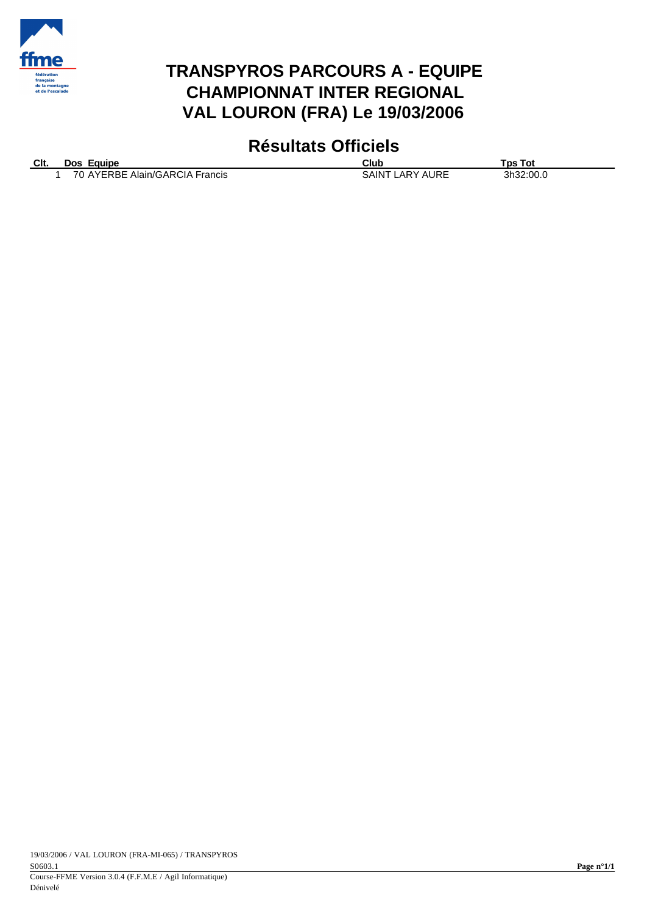# TRANSPYROS PARCOURS A - EQUIPE
# CHAMPIONNAT INTER REGIONAL
# VAL LOURON (FRA) Le 19/03/2006

## Résultats Officiels

| Clt. | Dos | Equipe | Club | Tps Tot |
|---|---|---|---|---|
| 1 | 70 | AYERBE Alain/GARCIA Francis | SAINT LARY AURE | 3h32:00.0 |

19/03/2006 / VAL LOURON (FRA-MI-065) / TRANSPYROS
S0603.1
Course-FFME Version 3.0.4 (F.F.M.E / Agil Informatique)
Dénivelé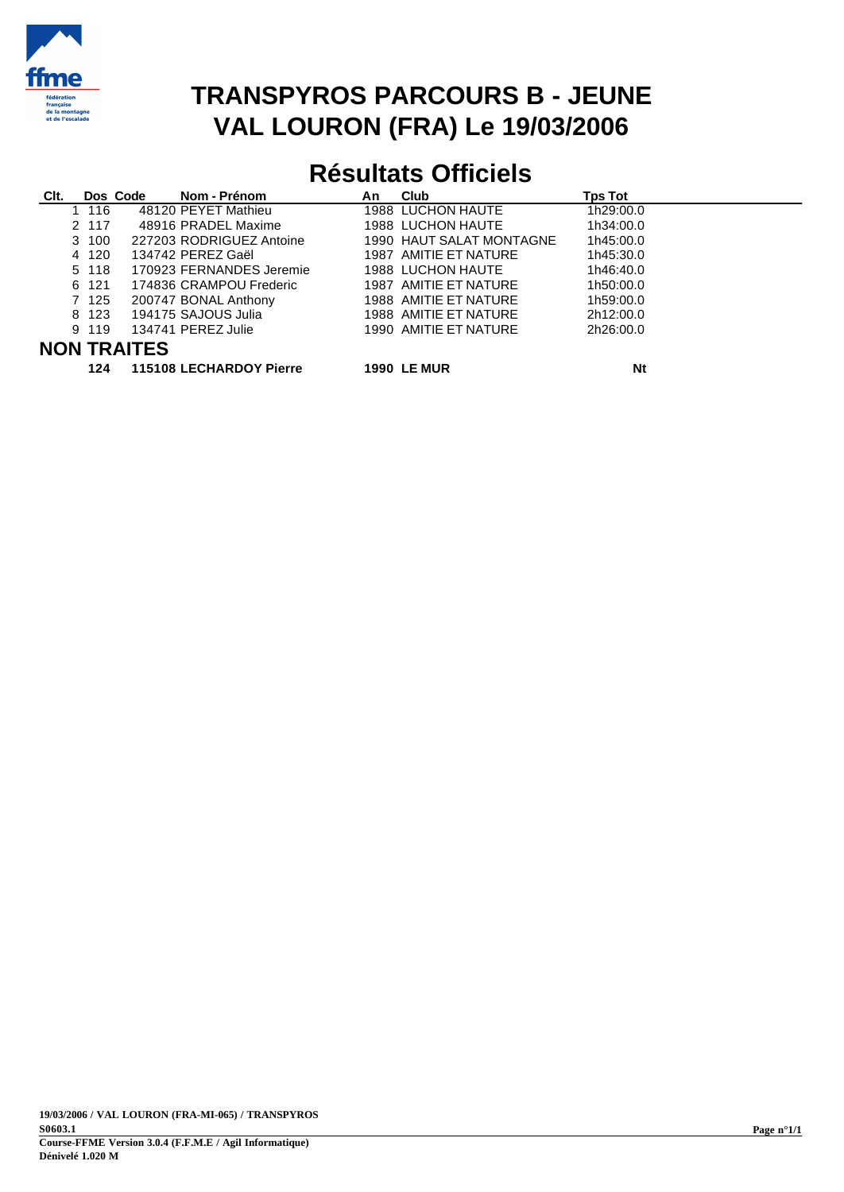# TRANSPYROS PARCOURS B - JEUNE
# VAL LOURON (FRA) Le 19/03/2006

## Résultats Officiels

| Clt. | Dos | Code | Nom - Prénom | An | Club | Tps Tot |
|---|---|---|---|---|---|---|
| 1 | 116 | 48120 | PEYET Mathieu | 1988 | LUCHON HAUTE | 1h29:00.0 |
| 2 | 117 | 48916 | PRADEL Maxime | 1988 | LUCHON HAUTE | 1h34:00.0 |
| 3 | 100 | 227203 | RODRIGUEZ Antoine | 1990 | HAUT SALAT MONTAGNE | 1h45:00.0 |
| 4 | 120 | 134742 | PEREZ Gaël | 1987 | AMITIE ET NATURE | 1h45:30.0 |
| 5 | 118 | 170923 | FERNANDES Jeremie | 1988 | LUCHON HAUTE | 1h46:40.0 |
| 6 | 121 | 174836 | CRAMPOU Frederic | 1987 | AMITIE ET NATURE | 1h50:00.0 |
| 7 | 125 | 200747 | BONAL Anthony | 1988 | AMITIE ET NATURE | 1h59:00.0 |
| 8 | 123 | 194175 | SAJOUS Julia | 1988 | AMITIE ET NATURE | 2h12:00.0 |
| 9 | 119 | 134741 | PEREZ Julie | 1990 | AMITIE ET NATURE | 2h26:00.0 |

## NON TRAITES

| Clt. | Dos | Code | Nom - Prénom | An | Club | Tps Tot |
|---|---|---|---|---|---|---|
| | **124** | **115108** | **LECHARDOY Pierre** | **1990** | **LE MUR** | **Nt** |

**19/03/2006 / VAL LOURON (FRA-MI-065) / TRANSPYROS**
**S0603.1**
**Course-FFME Version 3.0.4 (F.F.M.E / Agil Informatique)**
**Dénivelé 1.020 M**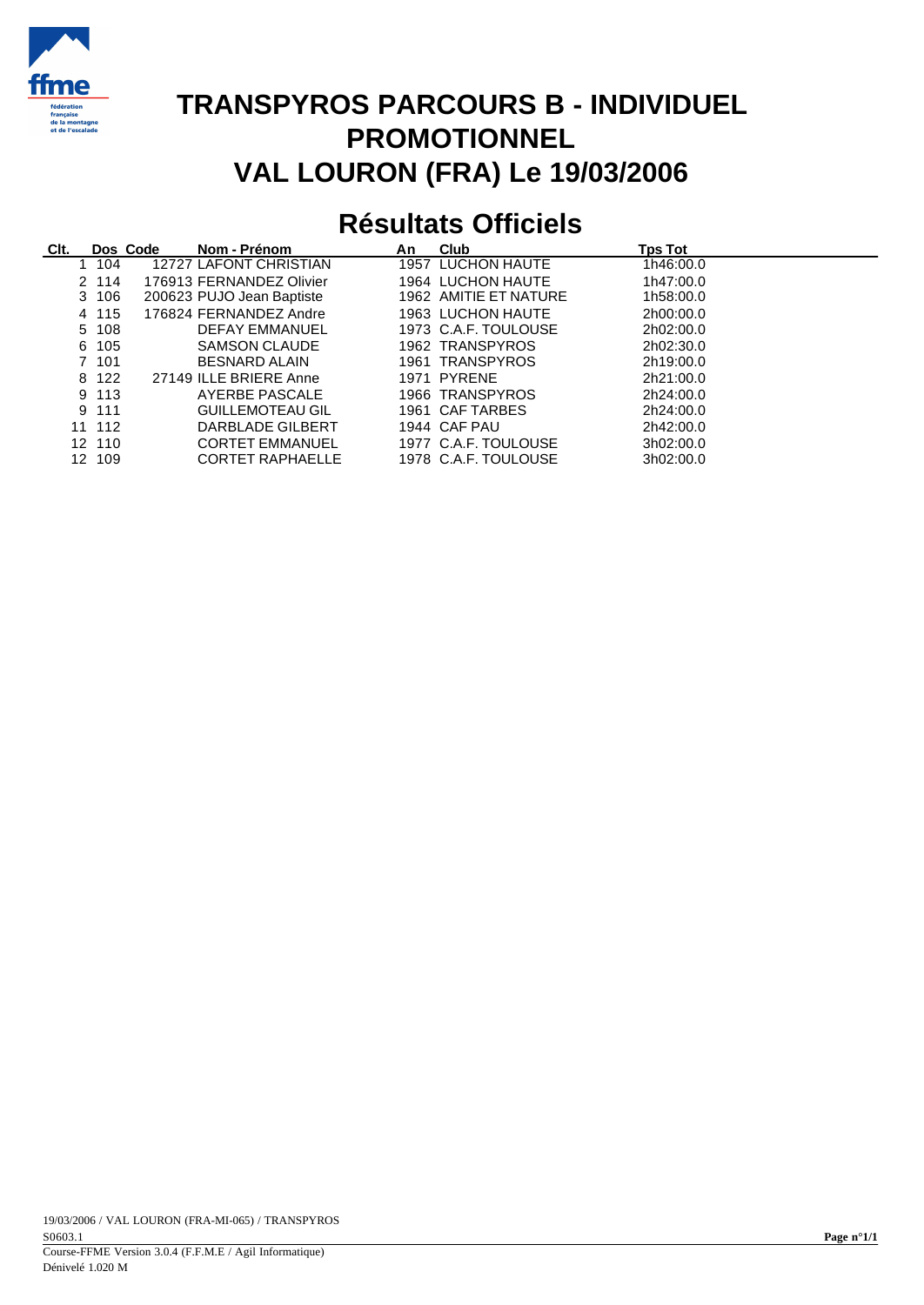# TRANSPYROS PARCOURS B - INDIVIDUEL PROMOTIONNEL VAL LOURON (FRA) Le 19/03/2006

## Résultats Officiels

| Clt. | Dos | Code | Nom - Prénom | An | Club | Tps Tot |
|---|---|---|---|---|---|---|
| 1 | 104 | 12727 | LAFONT CHRISTIAN | 1957 | LUCHON HAUTE | 1h46:00.0 |
| 2 | 114 | 176913 | FERNANDEZ Olivier | 1964 | LUCHON HAUTE | 1h47:00.0 |
| 3 | 106 | 200623 | PUJO Jean Baptiste | 1962 | AMITIE ET NATURE | 1h58:00.0 |
| 4 | 115 | 176824 | FERNANDEZ Andre | 1963 | LUCHON HAUTE | 2h00:00.0 |
| 5 | 108 | | DEFAY EMMANUEL | 1973 | C.A.F. TOULOUSE | 2h02:00.0 |
| 6 | 105 | | SAMSON CLAUDE | 1962 | TRANSPYROS | 2h02:30.0 |
| 7 | 101 | | BESNARD ALAIN | 1961 | TRANSPYROS | 2h19:00.0 |
| 8 | 122 | 27149 | ILLE BRIERE Anne | 1971 | PYRENE | 2h21:00.0 |
| 9 | 113 | | AYERBE PASCALE | 1966 | TRANSPYROS | 2h24:00.0 |
| 9 | 111 | | GUILLEMOTEAU GIL | 1961 | CAF TARBES | 2h24:00.0 |
| 11 | 112 | | DARBLADE GILBERT | 1944 | CAF PAU | 2h42:00.0 |
| 12 | 110 | | CORTET EMMANUEL | 1977 | C.A.F. TOULOUSE | 3h02:00.0 |
| 12 | 109 | | CORTET RAPHAELLE | 1978 | C.A.F. TOULOUSE | 3h02:00.0 |

19/03/2006 / VAL LOURON (FRA-MI-065) / TRANSPYROS

S0603.1

Course-FFME Version 3.0.4 (F.F.M.E / Agil Informatique)

Dénivelé 1.020 M